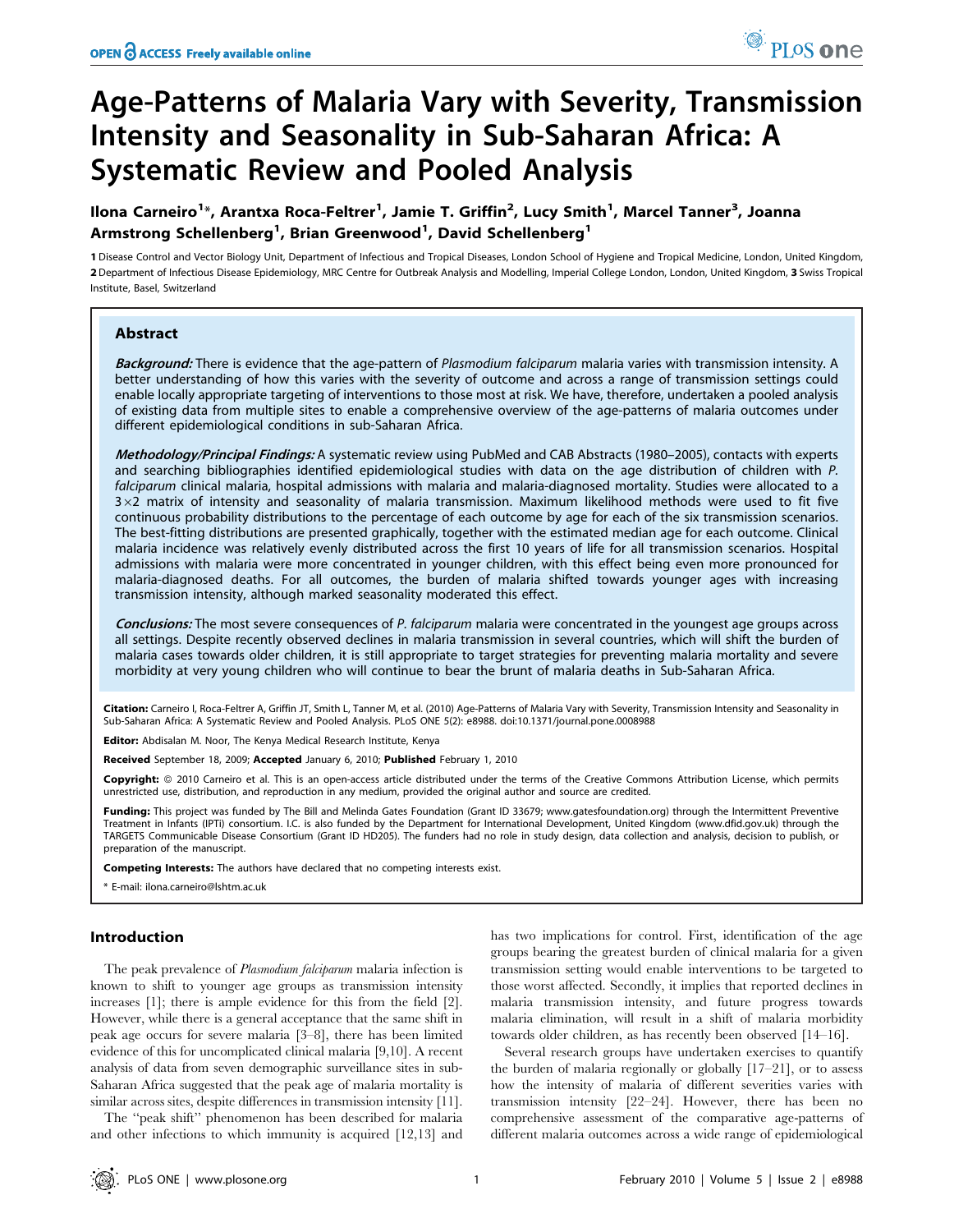# Age-Patterns of Malaria Vary with Severity, Transmission Intensity and Seasonality in Sub-Saharan Africa: A Systematic Review and Pooled Analysis

**Ilona Carneiro[1]\*, Arantxa Roca-Feltrer[1], Jamie T. Griffin[2], Lucy Smith[1], Marcel Tanner[3], Joanna Armstrong Schellenberg[1], Brian Greenwood[1], David Schellenberg[1]**

1 Disease Control and Vector Biology Unit, Department of Infectious and Tropical Diseases, London School of Hygiene and Tropical Medicine, London, United Kingdom, 2 Department of Infectious Disease Epidemiology, MRC Centre for Outbreak Analysis and Modelling, Imperial College London, London, United Kingdom, 3 Swiss Tropical Institute, Basel, Switzerland

## Abstract

***Background:*** There is evidence that the age-pattern of *Plasmodium falciparum* malaria varies with transmission intensity. A better understanding of how this varies with the severity of outcome and across a range of transmission settings could enable locally appropriate targeting of interventions to those most at risk. We have, therefore, undertaken a pooled analysis of existing data from multiple sites to enable a comprehensive overview of the age-patterns of malaria outcomes under different epidemiological conditions in sub-Saharan Africa.

***Methodology/Principal Findings:*** A systematic review using PubMed and CAB Abstracts (1980–2005), contacts with experts and searching bibliographies identified epidemiological studies with data on the age distribution of children with *P. falciparum* clinical malaria, hospital admissions with malaria and malaria-diagnosed mortality. Studies were allocated to a $3\times2$ matrix of intensity and seasonality of malaria transmission. Maximum likelihood methods were used to fit five continuous probability distributions to the percentage of each outcome by age for each of the six transmission scenarios. The best-fitting distributions are presented graphically, together with the estimated median age for each outcome. Clinical malaria incidence was relatively evenly distributed across the first 10 years of life for all transmission scenarios. Hospital admissions with malaria were more concentrated in younger children, with this effect being even more pronounced for malaria-diagnosed deaths. For all outcomes, the burden of malaria shifted towards younger ages with increasing transmission intensity, although marked seasonality moderated this effect.

***Conclusions:*** The most severe consequences of *P. falciparum* malaria were concentrated in the youngest age groups across all settings. Despite recently observed declines in malaria transmission in several countries, which will shift the burden of malaria cases towards older children, it is still appropriate to target strategies for preventing malaria mortality and severe morbidity at very young children who will continue to bear the brunt of malaria deaths in Sub-Saharan Africa.

**Citation:** Carneiro I, Roca-Feltrer A, Griffin JT, Smith L, Tanner M, et al. (2010) Age-Patterns of Malaria Vary with Severity, Transmission Intensity and Seasonality in Sub-Saharan Africa: A Systematic Review and Pooled Analysis. PLoS ONE 5(2): e8988. doi:10.1371/journal.pone.0008988

**Editor:** Abdisalan M. Noor, The Kenya Medical Research Institute, Kenya

**Received** September 18, 2009; **Accepted** January 6, 2010; **Published** February 1, 2010

**Copyright:** © 2010 Carneiro et al. This is an open-access article distributed under the terms of the Creative Commons Attribution License, which permits unrestricted use, distribution, and reproduction in any medium, provided the original author and source are credited.

**Funding:** This project was funded by The Bill and Melinda Gates Foundation (Grant ID 33679; www.gatesfoundation.org) through the Intermittent Preventive Treatment in Infants (IPTi) consortium. I.C. is also funded by the Department for International Development, United Kingdom (www.dfid.gov.uk) through the TARGETS Communicable Disease Consortium (Grant ID HD205). The funders had no role in study design, data collection and analysis, decision to publish, or preparation of the manuscript.

**Competing Interests:** The authors have declared that no competing interests exist.

\* E-mail: ilona.carneiro@lshtm.ac.uk

## Introduction

The peak prevalence of *Plasmodium falciparum* malaria infection is known to shift to younger age groups as transmission intensity increases [1]; there is ample evidence for this from the field [2]. However, while there is a general acceptance that the same shift in peak age occurs for severe malaria [3–8], there has been limited evidence of this for uncomplicated clinical malaria [9,10]. A recent analysis of data from seven demographic surveillance sites in sub-Saharan Africa suggested that the peak age of malaria mortality is similar across sites, despite differences in transmission intensity [11].

The "peak shift" phenomenon has been described for malaria and other infections to which immunity is acquired [12,13] and has two implications for control. First, identification of the age groups bearing the greatest burden of clinical malaria for a given transmission setting would enable interventions to be targeted to those worst affected. Secondly, it implies that reported declines in malaria transmission intensity, and future progress towards malaria elimination, will result in a shift of malaria morbidity towards older children, as has recently been observed [14–16].

Several research groups have undertaken exercises to quantify the burden of malaria regionally or globally [17–21], or to assess how the intensity of malaria of different severities varies with transmission intensity [22–24]. However, there has been no comprehensive assessment of the comparative age-patterns of different malaria outcomes across a wide range of epidemiological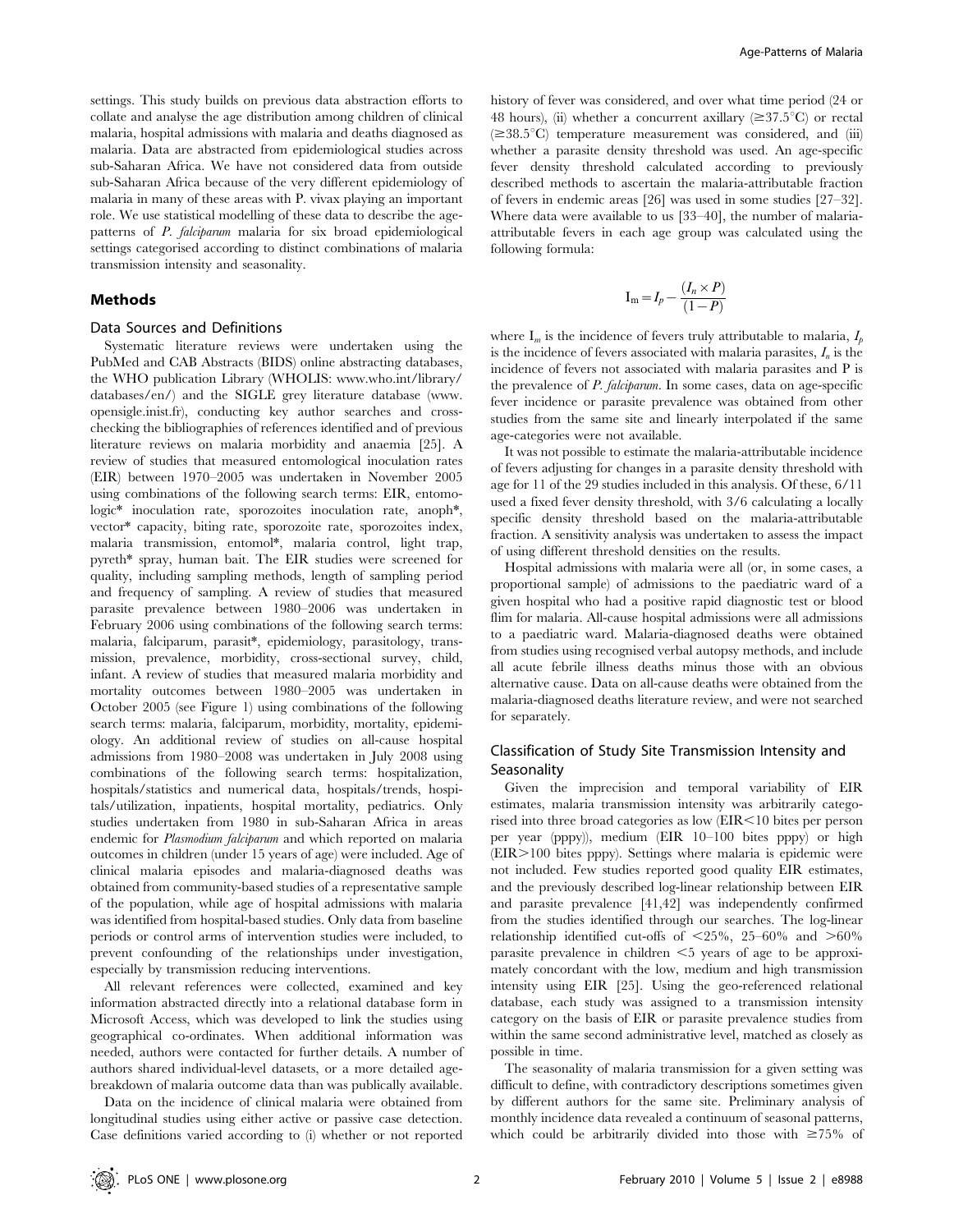settings. This study builds on previous data abstraction efforts to collate and analyse the age distribution among children of clinical malaria, hospital admissions with malaria and deaths diagnosed as malaria. Data are abstracted from epidemiological studies across sub-Saharan Africa. We have not considered data from outside sub-Saharan Africa because of the very different epidemiology of malaria in many of these areas with P. vivax playing an important role. We use statistical modelling of these data to describe the age-patterns of *P. falciparum* malaria for six broad epidemiological settings categorised according to distinct combinations of malaria transmission intensity and seasonality.

## Methods

### Data Sources and Definitions

Systematic literature reviews were undertaken using the PubMed and CAB Abstracts (BIDS) online abstracting databases, the WHO publication Library (WHOLIS: www.who.int/library/databases/en/) and the SIGLE grey literature database (www.opensigle.inist.fr), conducting key author searches and cross-checking the bibliographies of references identified and of previous literature reviews on malaria morbidity and anaemia [25]. A review of studies that measured entomological inoculation rates (EIR) between 1970–2005 was undertaken in November 2005 using combinations of the following search terms: EIR, entomologic* inoculation rate, sporozoites inoculation rate, anoph*, vector* capacity, biting rate, sporozoite rate, sporozoites index, malaria transmission, entomol*, malaria control, light trap, pyreth* spray, human bait. The EIR studies were screened for quality, including sampling methods, length of sampling period and frequency of sampling. A review of studies that measured parasite prevalence between 1980–2006 was undertaken in February 2006 using combinations of the following search terms: malaria, falciparum, parasit*, epidemiology, parasitology, transmission, prevalence, morbidity, cross-sectional survey, child, infant. A review of studies that measured malaria morbidity and mortality outcomes between 1980–2005 was undertaken in October 2005 (see Figure 1) using combinations of the following search terms: malaria, falciparum, morbidity, mortality, epidemiology. An additional review of studies on all-cause hospital admissions from 1980–2008 was undertaken in July 2008 using combinations of the following search terms: hospitalization, hospitals/statistics and numerical data, hospitals/trends, hospitals/utilization, inpatients, hospital mortality, pediatrics. Only studies undertaken from 1980 in sub-Saharan Africa in areas endemic for *Plasmodium falciparum* and which reported on malaria outcomes in children (under 15 years of age) were included. Age of clinical malaria episodes and malaria-diagnosed deaths was obtained from community-based studies of a representative sample of the population, while age of hospital admissions with malaria was identified from hospital-based studies. Only data from baseline periods or control arms of intervention studies were included, to prevent confounding of the relationships under investigation, especially by transmission reducing interventions.

All relevant references were collected, examined and key information abstracted directly into a relational database form in Microsoft Access, which was developed to link the studies using geographical co-ordinates. When additional information was needed, authors were contacted for further details. A number of authors shared individual-level datasets, or a more detailed age-breakdown of malaria outcome data than was publically available.

Data on the incidence of clinical malaria were obtained from longitudinal studies using either active or passive case detection. Case definitions varied according to (i) whether or not reported history of fever was considered, and over what time period (24 or 48 hours), (ii) whether a concurrent axillary ($\geq$37.5°C) or rectal ($\geq$38.5°C) temperature measurement was considered, and (iii) whether a parasite density threshold was used. An age-specific fever density threshold calculated according to previously described methods to ascertain the malaria-attributable fraction of fevers in endemic areas [26] was used in some studies [27–32]. Where data were available to us [33–40], the number of malaria-attributable fevers in each age group was calculated using the following formula:

$$\mathrm{I_m} = I_p - \frac{(I_n \times P)}{(1-P)}$$

where $I_m$ is the incidence of fevers truly attributable to malaria, $I_p$ is the incidence of fevers associated with malaria parasites, $I_n$ is the incidence of fevers not associated with malaria parasites and P is the prevalence of *P. falciparum*. In some cases, data on age-specific fever incidence or parasite prevalence was obtained from other studies from the same site and linearly interpolated if the same age-categories were not available.

It was not possible to estimate the malaria-attributable incidence of fevers adjusting for changes in a parasite density threshold with age for 11 of the 29 studies included in this analysis. Of these, 6/11 used a fixed fever density threshold, with 3/6 calculating a locally specific density threshold based on the malaria-attributable fraction. A sensitivity analysis was undertaken to assess the impact of using different threshold densities on the results.

Hospital admissions with malaria were all (or, in some cases, a proportional sample) of admissions to the paediatric ward of a given hospital who had a positive rapid diagnostic test or blood flim for malaria. All-cause hospital admissions were all admissions to a paediatric ward. Malaria-diagnosed deaths were obtained from studies using recognised verbal autopsy methods, and include all acute febrile illness deaths minus those with an obvious alternative cause. Data on all-cause deaths were obtained from the malaria-diagnosed deaths literature review, and were not searched for separately.

### Classification of Study Site Transmission Intensity and Seasonality

Given the imprecision and temporal variability of EIR estimates, malaria transmission intensity was arbitrarily categorised into three broad categories as low (EIR<10 bites per person per year (pppy)), medium (EIR 10–100 bites pppy) or high (EIR>100 bites pppy). Settings where malaria is epidemic were not included. Few studies reported good quality EIR estimates, and the previously described log-linear relationship between EIR and parasite prevalence [41,42] was independently confirmed from the studies identified through our searches. The log-linear relationship identified cut-offs of <25%, 25–60% and >60% parasite prevalence in children <5 years of age to be approximately concordant with the low, medium and high transmission intensity using EIR [25]. Using the geo-referenced relational database, each study was assigned to a transmission intensity category on the basis of EIR or parasite prevalence studies from within the same second administrative level, matched as closely as possible in time.

The seasonality of malaria transmission for a given setting was difficult to define, with contradictory descriptions sometimes given by different authors for the same site. Preliminary analysis of monthly incidence data revealed a continuum of seasonal patterns, which could be arbitrarily divided into those with $\geq$75% of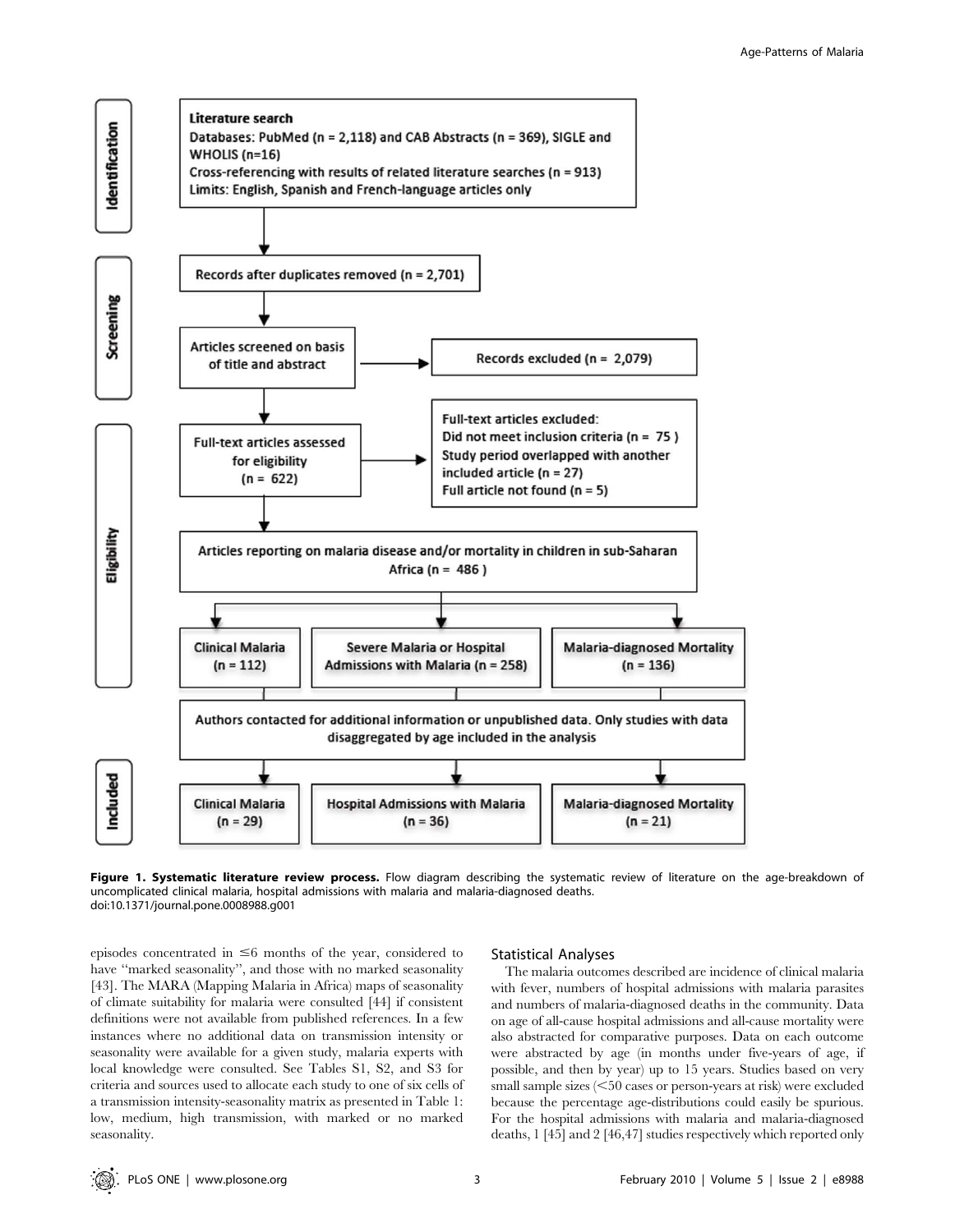**Figure 1. Systematic literature review process.** Flow diagram describing the systematic review of literature on the age-breakdown of uncomplicated clinical malaria, hospital admissions with malaria and malaria-diagnosed deaths.
doi:10.1371/journal.pone.0008988.g001

episodes concentrated in ≤6 months of the year, considered to have "marked seasonality", and those with no marked seasonality [43]. The MARA (Mapping Malaria in Africa) maps of seasonality of climate suitability for malaria were consulted [44] if consistent definitions were not available from published references. In a few instances where no additional data on transmission intensity or seasonality were available for a given study, malaria experts with local knowledge were consulted. See Tables S1, S2, and S3 for criteria and sources used to allocate each study to one of six cells of a transmission intensity-seasonality matrix as presented in Table 1: low, medium, high transmission, with marked or no marked seasonality.

### Statistical Analyses

The malaria outcomes described are incidence of clinical malaria with fever, numbers of hospital admissions with malaria parasites and numbers of malaria-diagnosed deaths in the community. Data on age of all-cause hospital admissions and all-cause mortality were also abstracted for comparative purposes. Data on each outcome were abstracted by age (in months under five-years of age, if possible, and then by year) up to 15 years. Studies based on very small sample sizes (<50 cases or person-years at risk) were excluded because the percentage age-distributions could easily be spurious. For the hospital admissions with malaria and malaria-diagnosed deaths, 1 [45] and 2 [46,47] studies respectively which reported only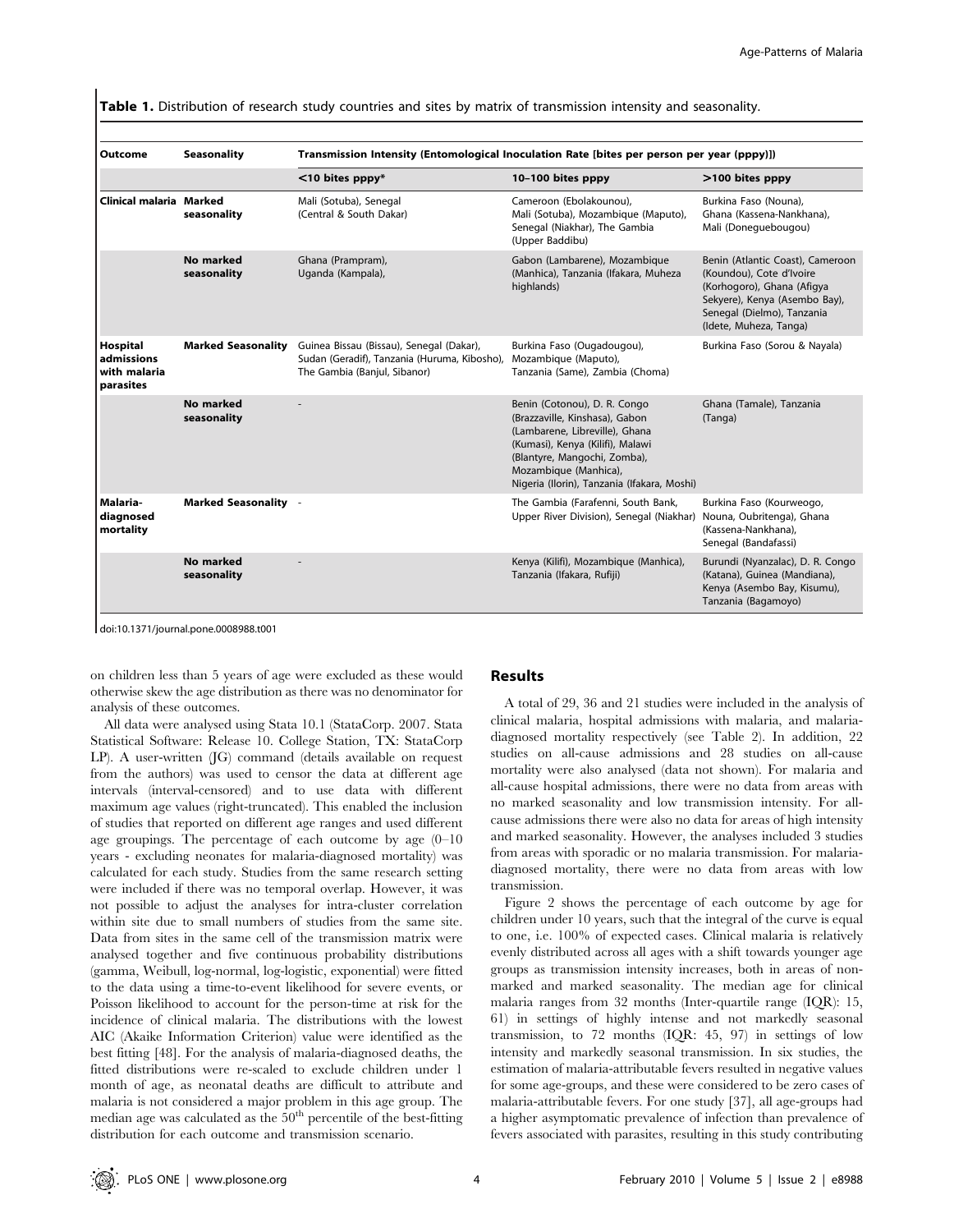**Table 1.** Distribution of research study countries and sites by matrix of transmission intensity and seasonality.

| Outcome | Seasonality | Transmission Intensity (Entomological Inoculation Rate [bites per person per year (pppy)]) | | |
|---|---|---|---|---|
| | | <10 bites pppy* | 10–100 bites pppy | >100 bites pppy |
| **Clinical malaria** | **Marked seasonality** | Mali (Sotuba), Senegal (Central & South Dakar) | Cameroon (Ebolakounou), Mali (Sotuba), Mozambique (Maputo), Senegal (Niakhar), The Gambia (Upper Baddibu) | Burkina Faso (Nouna), Ghana (Kassena-Nankhana), Mali (Doneguebougou) |
| | **No marked seasonality** | Ghana (Prampram), Uganda (Kampala), | Gabon (Lambarene), Mozambique (Manhica), Tanzania (Ifakara, Muheza highlands) | Benin (Atlantic Coast), Cameroon (Koundou), Cote d'Ivoire (Korhogoro), Ghana (Afigya Sekyere), Kenya (Asembo Bay), Senegal (Dielmo), Tanzania (Idete, Muheza, Tanga) |
| **Hospital admissions with malaria parasites** | **Marked Seasonality** | Guinea Bissau (Bissau), Senegal (Dakar), Sudan (Geradif), Tanzania (Huruma, Kibosho), The Gambia (Banjul, Sibanor) | Burkina Faso (Ougadougou), Mozambique (Maputo), Tanzania (Same), Zambia (Choma) | Burkina Faso (Sorou & Nayala) |
| | **No marked seasonality** | - | Benin (Cotonou), D. R. Congo (Brazzaville, Kinshasa), Gabon (Lambarene, Libreville), Ghana (Kumasi), Kenya (Kilifi), Malawi (Blantyre, Mangochi, Zomba), Mozambique (Manhica), Nigeria (Ilorin), Tanzania (Ifakara, Moshi) | Ghana (Tamale), Tanzania (Tanga) |
| **Malaria-diagnosed mortality** | **Marked Seasonality** | - | The Gambia (Farafenni, South Bank, Upper River Division), Senegal (Niakhar) | Burkina Faso (Kourweogo, Nouna, Oubritenga), Ghana (Kassena-Nankhana), Senegal (Bandafassi) |
| | **No marked seasonality** | - | Kenya (Kilifi), Mozambique (Manhica), Tanzania (Ifakara, Rufiji) | Burundi (Nyanzalac), D. R. Congo (Katana), Guinea (Mandiana), Kenya (Asembo Bay, Kisumu), Tanzania (Bagamoyo) |

doi:10.1371/journal.pone.0008988.t001

on children less than 5 years of age were excluded as these would otherwise skew the age distribution as there was no denominator for analysis of these outcomes.

All data were analysed using Stata 10.1 (StataCorp. 2007. Stata Statistical Software: Release 10. College Station, TX: StataCorp LP). A user-written (JG) command (details available on request from the authors) was used to censor the data at different age intervals (interval-censored) and to use data with different maximum age values (right-truncated). This enabled the inclusion of studies that reported on different age ranges and used different age groupings. The percentage of each outcome by age (0–10 years - excluding neonates for malaria-diagnosed mortality) was calculated for each study. Studies from the same research setting were included if there was no temporal overlap. However, it was not possible to adjust the analyses for intra-cluster correlation within site due to small numbers of studies from the same site. Data from sites in the same cell of the transmission matrix were analysed together and five continuous probability distributions (gamma, Weibull, log-normal, log-logistic, exponential) were fitted to the data using a time-to-event likelihood for severe events, or Poisson likelihood to account for the person-time at risk for the incidence of clinical malaria. The distributions with the lowest AIC (Akaike Information Criterion) value were identified as the best fitting [48]. For the analysis of malaria-diagnosed deaths, the fitted distributions were re-scaled to exclude children under 1 month of age, as neonatal deaths are difficult to attribute and malaria is not considered a major problem in this age group. The median age was calculated as the $50^{th}$ percentile of the best-fitting distribution for each outcome and transmission scenario.

## Results

A total of 29, 36 and 21 studies were included in the analysis of clinical malaria, hospital admissions with malaria, and malaria-diagnosed mortality respectively (see Table 2). In addition, 22 studies on all-cause admissions and 28 studies on all-cause mortality were also analysed (data not shown). For malaria and all-cause hospital admissions, there were no data from areas with no marked seasonality and low transmission intensity. For all-cause admissions there were also no data for areas of high intensity and marked seasonality. However, the analyses included 3 studies from areas with sporadic or no malaria transmission. For malaria-diagnosed mortality, there were no data from areas with low transmission.

Figure 2 shows the percentage of each outcome by age for children under 10 years, such that the integral of the curve is equal to one, i.e. 100% of expected cases. Clinical malaria is relatively evenly distributed across all ages with a shift towards younger age groups as transmission intensity increases, both in areas of non-marked and marked seasonality. The median age for clinical malaria ranges from 32 months (Inter-quartile range (IQR): 15, 61) in settings of highly intense and not markedly seasonal transmission, to 72 months (IQR: 45, 97) in settings of low intensity and markedly seasonal transmission. In six studies, the estimation of malaria-attributable fevers resulted in negative values for some age-groups, and these were considered to be zero cases of malaria-attributable fevers. For one study [37], all age-groups had a higher asymptomatic prevalence of infection than prevalence of fevers associated with parasites, resulting in this study contributing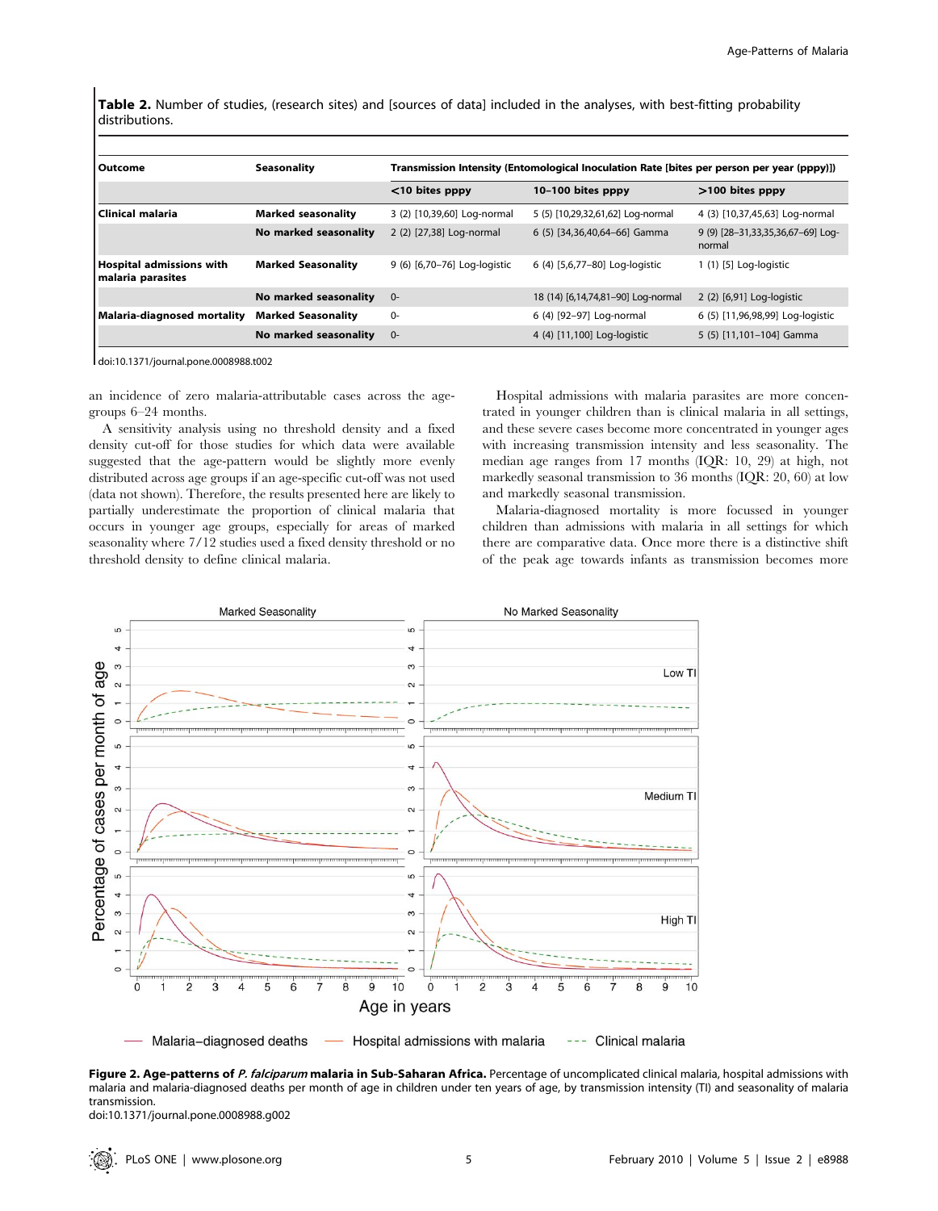**Table 2.** Number of studies, (research sites) and [sources of data] included in the analyses, with best-fitting probability distributions.

| Outcome | Seasonality | Transmission Intensity (Entomological Inoculation Rate [bites per person per year (pppy)]) | | |
|---|---|---|---|---|
| | | <10 bites pppy | 10–100 bites pppy | >100 bites pppy |
| **Clinical malaria** | **Marked seasonality** | 3 (2) [10,39,60] Log-normal | 5 (5) [10,29,32,61,62] Log-normal | 4 (3) [10,37,45,63] Log-normal |
| | **No marked seasonality** | 2 (2) [27,38] Log-normal | 6 (5) [34,36,40,64–66] Gamma | 9 (9) [28–31,33,35,36,67–69] Log-normal |
| **Hospital admissions with malaria parasites** | **Marked Seasonality** | 9 (6) [6,70–76] Log-logistic | 6 (4) [5,6,77–80] Log-logistic | 1 (1) [5] Log-logistic |
| | **No marked seasonality** | 0- | 18 (14) [6,14,74,81–90] Log-normal | 2 (2) [6,91] Log-logistic |
| **Malaria-diagnosed mortality** | **Marked Seasonality** | 0- | 6 (4) [92–97] Log-normal | 6 (5) [11,96,98,99] Log-logistic |
| | **No marked seasonality** | 0- | 4 (4) [11,100] Log-logistic | 5 (5) [11,101–104] Gamma |

doi:10.1371/journal.pone.0008988.t002

an incidence of zero malaria-attributable cases across the age-groups 6–24 months.

A sensitivity analysis using no threshold density and a fixed density cut-off for those studies for which data were available suggested that the age-pattern would be slightly more evenly distributed across age groups if an age-specific cut-off was not used (data not shown). Therefore, the results presented here are likely to partially underestimate the proportion of clinical malaria that occurs in younger age groups, especially for areas of marked seasonality where 7/12 studies used a fixed density threshold or no threshold density to define clinical malaria.

Hospital admissions with malaria parasites are more concentrated in younger children than is clinical malaria in all settings, and these severe cases become more concentrated in younger ages with increasing transmission intensity and less seasonality. The median age ranges from 17 months (IQR: 10, 29) at high, not markedly seasonal transmission to 36 months (IQR: 20, 60) at low and markedly seasonal transmission.

Malaria-diagnosed mortality is more focussed in younger children than admissions with malaria in all settings for which there are comparative data. Once more there is a distinctive shift of the peak age towards infants as transmission becomes more

Marked Seasonality
No Marked Seasonality
Low TI
Medium TI
High TI
Percentage of cases per month of age
Age in years
Malaria–diagnosed deaths
Hospital admissions with malaria
Clinical malaria

**Figure 2. Age-patterns of *P. falciparum* malaria in Sub-Saharan Africa.** Percentage of uncomplicated clinical malaria, hospital admissions with malaria and malaria-diagnosed deaths per month of age in children under ten years of age, by transmission intensity (TI) and seasonality of malaria transmission.
doi:10.1371/journal.pone.0008988.g002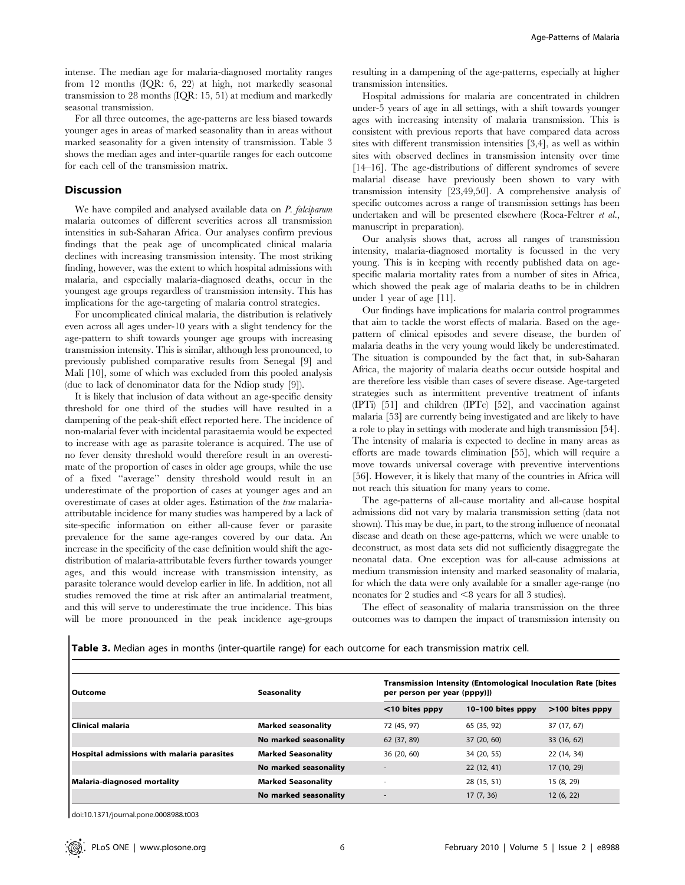intense. The median age for malaria-diagnosed mortality ranges from 12 months (IQR: 6, 22) at high, not markedly seasonal transmission to 28 months (IQR: 15, 51) at medium and markedly seasonal transmission.

For all three outcomes, the age-patterns are less biased towards younger ages in areas of marked seasonality than in areas without marked seasonality for a given intensity of transmission. Table 3 shows the median ages and inter-quartile ranges for each outcome for each cell of the transmission matrix.

## Discussion

We have compiled and analysed available data on *P. falciparum* malaria outcomes of different severities across all transmission intensities in sub-Saharan Africa. Our analyses confirm previous findings that the peak age of uncomplicated clinical malaria declines with increasing transmission intensity. The most striking finding, however, was the extent to which hospital admissions with malaria, and especially malaria-diagnosed deaths, occur in the youngest age groups regardless of transmission intensity. This has implications for the age-targeting of malaria control strategies.

For uncomplicated clinical malaria, the distribution is relatively even across all ages under-10 years with a slight tendency for the age-pattern to shift towards younger age groups with increasing transmission intensity. This is similar, although less pronounced, to previously published comparative results from Senegal [9] and Mali [10], some of which was excluded from this pooled analysis (due to lack of denominator data for the Ndiop study [9]).

It is likely that inclusion of data without an age-specific density threshold for one third of the studies will have resulted in a dampening of the peak-shift effect reported here. The incidence of non-malarial fever with incidental parasitaemia would be expected to increase with age as parasite tolerance is acquired. The use of no fever density threshold would therefore result in an overestimate of the proportion of cases in older age groups, while the use of a fixed "average" density threshold would result in an underestimate of the proportion of cases at younger ages and an overestimate of cases at older ages. Estimation of the *true* malaria-attributable incidence for many studies was hampered by a lack of site-specific information on either all-cause fever or parasite prevalence for the same age-ranges covered by our data. An increase in the specificity of the case definition would shift the age-distribution of malaria-attributable fevers further towards younger ages, and this would increase with transmission intensity, as parasite tolerance would develop earlier in life. In addition, not all studies removed the time at risk after an antimalarial treatment, and this will serve to underestimate the true incidence. This bias will be more pronounced in the peak incidence age-groups resulting in a dampening of the age-patterns, especially at higher transmission intensities.

Hospital admissions for malaria are concentrated in children under-5 years of age in all settings, with a shift towards younger ages with increasing intensity of malaria transmission. This is consistent with previous reports that have compared data across sites with different transmission intensities [3,4], as well as within sites with observed declines in transmission intensity over time [14–16]. The age-distributions of different syndromes of severe malarial disease have previously been shown to vary with transmission intensity [23,49,50]. A comprehensive analysis of specific outcomes across a range of transmission settings has been undertaken and will be presented elsewhere (Roca-Feltrer *et al.*, manuscript in preparation).

Our analysis shows that, across all ranges of transmission intensity, malaria-diagnosed mortality is focussed in the very young. This is in keeping with recently published data on age-specific malaria mortality rates from a number of sites in Africa, which showed the peak age of malaria deaths to be in children under 1 year of age [11].

Our findings have implications for malaria control programmes that aim to tackle the worst effects of malaria. Based on the age-pattern of clinical episodes and severe disease, the burden of malaria deaths in the very young would likely be underestimated. The situation is compounded by the fact that, in sub-Saharan Africa, the majority of malaria deaths occur outside hospital and are therefore less visible than cases of severe disease. Age-targeted strategies such as intermittent preventive treatment of infants (IPTi) [51] and children (IPTc) [52], and vaccination against malaria [53] are currently being investigated and are likely to have a role to play in settings with moderate and high transmission [54]. The intensity of malaria is expected to decline in many areas as efforts are made towards elimination [55], which will require a move towards universal coverage with preventive interventions [56]. However, it is likely that many of the countries in Africa will not reach this situation for many years to come.

The age-patterns of all-cause mortality and all-cause hospital admissions did not vary by malaria transmission setting (data not shown). This may be due, in part, to the strong influence of neonatal disease and death on these age-patterns, which we were unable to deconstruct, as most data sets did not sufficiently disaggregate the neonatal data. One exception was for all-cause admissions at medium transmission intensity and marked seasonality of malaria, for which the data were only available for a smaller age-range (no neonates for 2 studies and <8 years for all 3 studies).

The effect of seasonality of malaria transmission on the three outcomes was to dampen the impact of transmission intensity on

**Table 3.** Median ages in months (inter-quartile range) for each outcome for each transmission matrix cell.

| Outcome | Seasonality | Transmission Intensity (Entomological Inoculation Rate [bites per person per year (pppy)]) | | |
|---|---|---|---|---|
| | | <10 bites pppy | 10–100 bites pppy | >100 bites pppy |
| **Clinical malaria** | **Marked seasonality** | 72 (45, 97) | 65 (35, 92) | 37 (17, 67) |
| | **No marked seasonality** | 62 (37, 89) | 37 (20, 60) | 33 (16, 62) |
| **Hospital admissions with malaria parasites** | **Marked Seasonality** | 36 (20, 60) | 34 (20, 55) | 22 (14, 34) |
| | **No marked seasonality** | - | 22 (12, 41) | 17 (10, 29) |
| **Malaria-diagnosed mortality** | **Marked Seasonality** | - | 28 (15, 51) | 15 (8, 29) |
| | **No marked seasonality** | - | 17 (7, 36) | 12 (6, 22) |

doi:10.1371/journal.pone.0008988.t003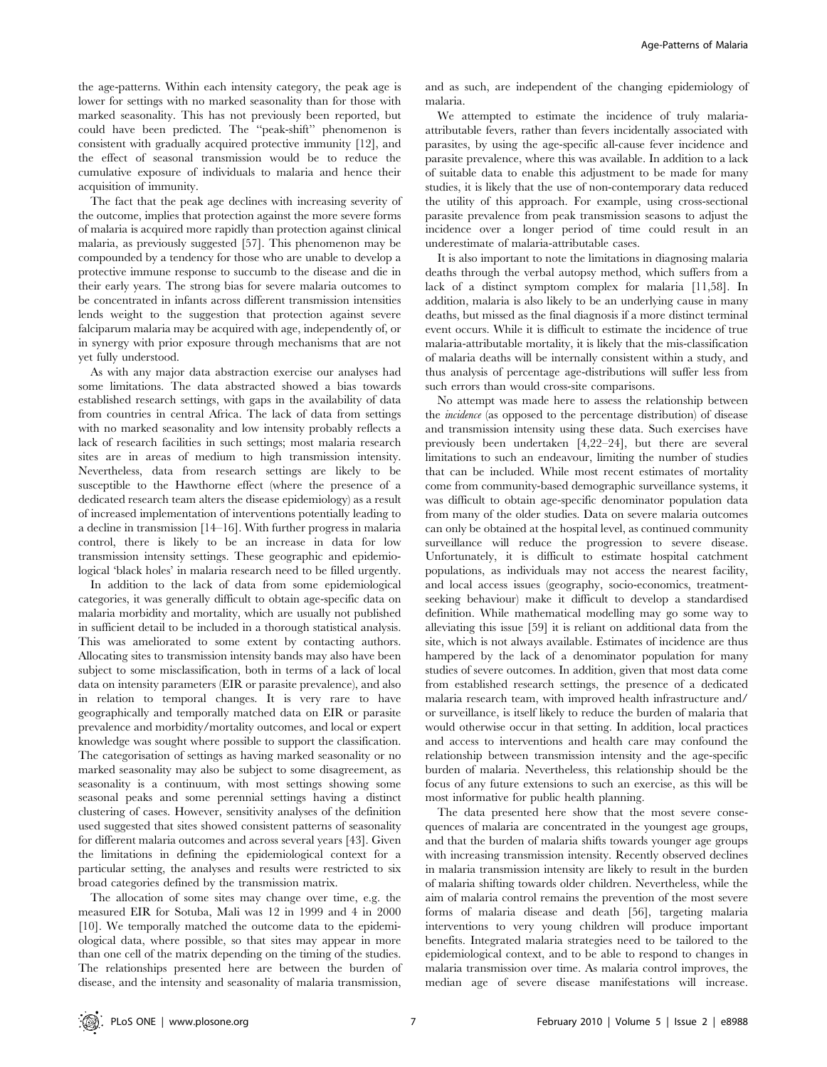the age-patterns. Within each intensity category, the peak age is lower for settings with no marked seasonality than for those with marked seasonality. This has not previously been reported, but could have been predicted. The "peak-shift" phenomenon is consistent with gradually acquired protective immunity [12], and the effect of seasonal transmission would be to reduce the cumulative exposure of individuals to malaria and hence their acquisition of immunity.

The fact that the peak age declines with increasing severity of the outcome, implies that protection against the more severe forms of malaria is acquired more rapidly than protection against clinical malaria, as previously suggested [57]. This phenomenon may be compounded by a tendency for those who are unable to develop a protective immune response to succumb to the disease and die in their early years. The strong bias for severe malaria outcomes to be concentrated in infants across different transmission intensities lends weight to the suggestion that protection against severe falciparum malaria may be acquired with age, independently of, or in synergy with prior exposure through mechanisms that are not yet fully understood.

As with any major data abstraction exercise our analyses had some limitations. The data abstracted showed a bias towards established research settings, with gaps in the availability of data from countries in central Africa. The lack of data from settings with no marked seasonality and low intensity probably reflects a lack of research facilities in such settings; most malaria research sites are in areas of medium to high transmission intensity. Nevertheless, data from research settings are likely to be susceptible to the Hawthorne effect (where the presence of a dedicated research team alters the disease epidemiology) as a result of increased implementation of interventions potentially leading to a decline in transmission [14–16]. With further progress in malaria control, there is likely to be an increase in data for low transmission intensity settings. These geographic and epidemiological 'black holes' in malaria research need to be filled urgently.

In addition to the lack of data from some epidemiological categories, it was generally difficult to obtain age-specific data on malaria morbidity and mortality, which are usually not published in sufficient detail to be included in a thorough statistical analysis. This was ameliorated to some extent by contacting authors. Allocating sites to transmission intensity bands may also have been subject to some misclassification, both in terms of a lack of local data on intensity parameters (EIR or parasite prevalence), and also in relation to temporal changes. It is very rare to have geographically and temporally matched data on EIR or parasite prevalence and morbidity/mortality outcomes, and local or expert knowledge was sought where possible to support the classification. The categorisation of settings as having marked seasonality or no marked seasonality may also be subject to some disagreement, as seasonality is a continuum, with most settings showing some seasonal peaks and some perennial settings having a distinct clustering of cases. However, sensitivity analyses of the definition used suggested that sites showed consistent patterns of seasonality for different malaria outcomes and across several years [43]. Given the limitations in defining the epidemiological context for a particular setting, the analyses and results were restricted to six broad categories defined by the transmission matrix.

The allocation of some sites may change over time, e.g. the measured EIR for Sotuba, Mali was 12 in 1999 and 4 in 2000 [10]. We temporally matched the outcome data to the epidemiological data, where possible, so that sites may appear in more than one cell of the matrix depending on the timing of the studies. The relationships presented here are between the burden of disease, and the intensity and seasonality of malaria transmission, and as such, are independent of the changing epidemiology of malaria.

We attempted to estimate the incidence of truly malaria-attributable fevers, rather than fevers incidentally associated with parasites, by using the age-specific all-cause fever incidence and parasite prevalence, where this was available. In addition to a lack of suitable data to enable this adjustment to be made for many studies, it is likely that the use of non-contemporary data reduced the utility of this approach. For example, using cross-sectional parasite prevalence from peak transmission seasons to adjust the incidence over a longer period of time could result in an underestimate of malaria-attributable cases.

It is also important to note the limitations in diagnosing malaria deaths through the verbal autopsy method, which suffers from a lack of a distinct symptom complex for malaria [11,58]. In addition, malaria is also likely to be an underlying cause in many deaths, but missed as the final diagnosis if a more distinct terminal event occurs. While it is difficult to estimate the incidence of true malaria-attributable mortality, it is likely that the mis-classification of malaria deaths will be internally consistent within a study, and thus analysis of percentage age-distributions will suffer less from such errors than would cross-site comparisons.

No attempt was made here to assess the relationship between the *incidence* (as opposed to the percentage distribution) of disease and transmission intensity using these data. Such exercises have previously been undertaken [4,22–24], but there are several limitations to such an endeavour, limiting the number of studies that can be included. While most recent estimates of mortality come from community-based demographic surveillance systems, it was difficult to obtain age-specific denominator population data from many of the older studies. Data on severe malaria outcomes can only be obtained at the hospital level, as continued community surveillance will reduce the progression to severe disease. Unfortunately, it is difficult to estimate hospital catchment populations, as individuals may not access the nearest facility, and local access issues (geography, socio-economics, treatment-seeking behaviour) make it difficult to develop a standardised definition. While mathematical modelling may go some way to alleviating this issue [59] it is reliant on additional data from the site, which is not always available. Estimates of incidence are thus hampered by the lack of a denominator population for many studies of severe outcomes. In addition, given that most data come from established research settings, the presence of a dedicated malaria research team, with improved health infrastructure and/or surveillance, is itself likely to reduce the burden of malaria that would otherwise occur in that setting. In addition, local practices and access to interventions and health care may confound the relationship between transmission intensity and the age-specific burden of malaria. Nevertheless, this relationship should be the focus of any future extensions to such an exercise, as this will be most informative for public health planning.

The data presented here show that the most severe consequences of malaria are concentrated in the youngest age groups, and that the burden of malaria shifts towards younger age groups with increasing transmission intensity. Recently observed declines in malaria transmission intensity are likely to result in the burden of malaria shifting towards older children. Nevertheless, while the aim of malaria control remains the prevention of the most severe forms of malaria disease and death [56], targeting malaria interventions to very young children will produce important benefits. Integrated malaria strategies need to be tailored to the epidemiological context, and to be able to respond to changes in malaria transmission over time. As malaria control improves, the median age of severe disease manifestations will increase.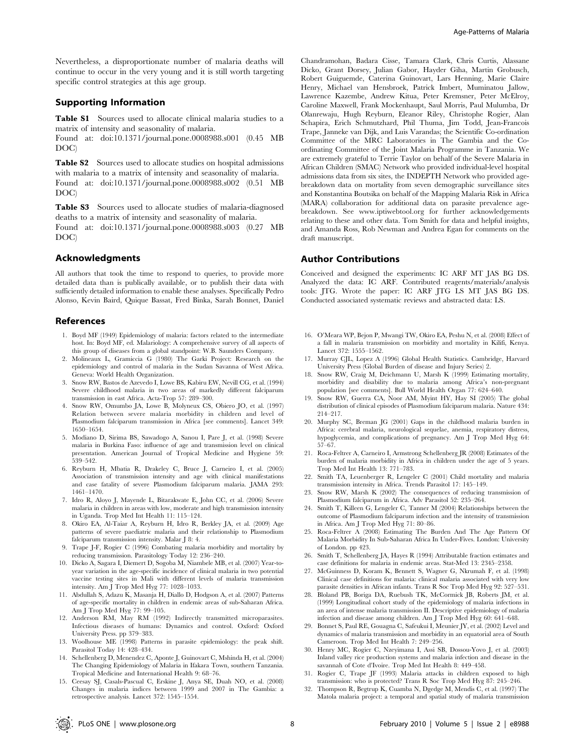Nevertheless, a disproportionate number of malaria deaths will continue to occur in the very young and it is still worth targeting specific control strategies at this age group.

## Supporting Information

**Table S1** Sources used to allocate clinical malaria studies to a matrix of intensity and seasonality of malaria.
Found at: doi:10.1371/journal.pone.0008988.s001 (0.45 MB DOC)

**Table S2** Sources used to allocate studies on hospital admissions with malaria to a matrix of intensity and seasonality of malaria.
Found at: doi:10.1371/journal.pone.0008988.s002 (0.51 MB DOC)

**Table S3** Sources used to allocate studies of malaria-diagnosed deaths to a matrix of intensity and seasonality of malaria.
Found at: doi:10.1371/journal.pone.0008988.s003 (0.27 MB DOC)

## Acknowledgments

All authors that took the time to respond to queries, to provide more detailed data than is publically available, or to publish their data with sufficiently detailed information to enable these analyses. Specifically Pedro Alonso, Kevin Baird, Quique Bassat, Fred Binka, Sarah Bonnet, Daniel Chandramohan, Badara Cisse, Tamara Clark, Chris Curtis, Alassane Dicko, Grant Dorsey, Julian Gabor, Hayder Giha, Martin Grobusch, Robert Guiguemde, Caterina Guinovart, Lars Henning, Marie Claire Henry, Michael van Hensbroek, Patrick Imbert, Muminatou Jallow, Lawrence Kazembe, Andrew Kitua, Peter Kremsner, Peter McElroy, Caroline Maxwell, Frank Mockenhaupt, Saul Morris, Paul Mulumba, Dr Olanrewaju, Hugh Reyburn, Eleanor Riley, Christophe Rogier, Alan Schapira, Erich Schmutzhard, Phil Thuma, Jim Todd, Jean-Francois Trape, Janneke van Dijk, and Luis Varandas; the Scientific Co-ordination Committee of the MRC Laboratories in The Gambia and the Co-ordinating Committee of the Joint Malaria Programme in Tanzania. We are extremely grateful to Terrie Taylor on behalf of the Severe Malaria in African Children (SMAC) Network who provided individual-level hospital admissions data from six sites, the INDEPTH Network who provided age-breakdown data on mortality from seven demographic surveillance sites and Konstantina Boutsika on behalf of the Mapping Malaria Risk in Africa (MARA) collaboration for additional data on parasite prevalence age-breakdown. See www.iptiwebtool.org for further acknowledgements relating to these and other data. Tom Smith for data and helpful insights, and Amanda Ross, Rob Newman and Andrea Egan for comments on the draft manuscript.

## Author Contributions

Conceived and designed the experiments: IC ARF MT JAS BG DS. Analyzed the data: IC ARF. Contributed reagents/materials/analysis tools: JTG. Wrote the paper: IC ARF JTG LS MT JAS BG DS. Conducted associated systematic reviews and abstracted data: LS.

## References

1. Boyd MF (1949) Epidemiology of malaria: factors related to the intermediate host. In: Boyd MF, ed. Malariology: A comprehensive survey of all aspects of this group of diseases from a global standpoint: W.B. Saunders Company.
2. Molineaux L, Gramiccia G (1980) The Garki Project: Research on the epidemiology and control of malaria in the Sudan Savanna of West Africa. Geneva: World Health Organization.
3. Snow RW, Bastos de Azevedo I, Lowe BS, Kabiru EW, Nevill CG, et al. (1994) Severe childhood malaria in two areas of markedly different falciparum transmission in east Africa. Acta-Trop 57: 289–300.
4. Snow RW, Omumbo JA, Lowe B, Molyneux CS, Obiero JO, et al. (1997) Relation between severe malaria morbidity in children and level of Plasmodium falciparum transmission in Africa [see comments]. Lancet 349: 1650–1654.
5. Modiano D, Sirima BS, Sawadogo A, Sanou I, Pare J, et al. (1998) Severe malaria in Burkina Faso: influence of age and transmission level on clinical presentation. American Journal of Tropical Medicine and Hygiene 59: 539–542.
6. Reyburn H, Mbatia R, Drakeley C, Bruce J, Carneiro I, et al. (2005) Association of transmission intensity and age with clinical manifestations and case fatality of severe Plasmodium falciparum malaria. JAMA 293: 1461–1470.
7. Idro R, Aloyo J, Mayende L, Bitarakwate E, John CC, et al. (2006) Severe malaria in children in areas with low, moderate and high transmission intensity in Uganda. Trop Med Int Health 11: 115–124.
8. Okiro EA, Al-Taiar A, Reyburn H, Idro R, Berkley JA, et al. (2009) Age patterns of severe paediatric malaria and their relationship to Plasmodium falciparum transmission intensity. Malar J 8: 4.
9. Trape J-F, Rogier C (1996) Combating malaria morbidity and mortality by reducing transmission. Parasitology Today 12: 236–240.
10. Dicko A, Sagara I, Diemert D, Sogoba M, Niambele MB, et al. (2007) Year-to-year variation in the age-specific incidence of clinical malaria in two potential vaccine testing sites in Mali with different levels of malaria transmission intensity. Am J Trop Med Hyg 77: 1028–1033.
11. Abdullah S, Adazu K, Masanja H, Diallo D, Hodgson A, et al. (2007) Patterns of age-specific mortality in children in endemic areas of sub-Saharan Africa. Am J Trop Med Hyg 77: 99–105.
12. Anderson RM, May RM (1992) Indirectly transmitted microparasites. Infectious diseases of humans: Dynamics and control. Oxford: Oxford University Press. pp 379–383.
13. Woolhouse ME (1998) Patterns in parasite epidemiology: the peak shift. Parasitol Today 14: 428–434.
14. Schellenberg D, Menendez C, Aponte J, Guinovart C, Mshinda H, et al. (2004) The Changing Epidemiology of Malaria in Ifakara Town, southern Tanzania. Tropical Medicine and International Health 9: 68–76.
15. Ceesay SJ, Casals-Pascual C, Erskine J, Anya SE, Duah NO, et al. (2008) Changes in malaria indices between 1999 and 2007 in The Gambia: a retrospective analysis. Lancet 372: 1545–1554.
16. O'Meara WP, Bejon P, Mwangi TW, Okiro EA, Peshu N, et al. (2008) Effect of a fall in malaria transmission on morbidity and mortality in Kilifi, Kenya. Lancet 372: 1555–1562.
17. Murray CJL, Lopez A (1996) Global Health Statistics. Cambridge, Harvard University Press (Global Burden of disease and Injury Series) 2.
18. Snow RW, Craig M, Deichmann U, Marsh K (1999) Estimating mortality, morbidity and disability due to malaria among Africa's non-pregnant population [see comments]. Bull World Health Organ 77: 624–640.
19. Snow RW, Guerra CA, Noor AM, Myint HY, Hay SI (2005) The global distribution of clinical episodes of Plasmodium falciparum malaria. Nature 434: 214–217.
20. Murphy SC, Breman JG (2001) Gaps in the childhood malaria burden in Africa: cerebral malaria, neurological sequelae, anemia, respiratory distress, hypoglycemia, and complications of pregnancy. Am J Trop Med Hyg 64: 57–67.
21. Roca-Feltrer A, Carneiro I, Armstrong Schellenberg JR (2008) Estimates of the burden of malaria morbidity in Africa in children under the age of 5 years. Trop Med Int Health 13: 771–783.
22. Smith TA, Leuenberger R, Lengeler C (2001) Child mortality and malaria transmission intensity in Africa. Trends Parasitol 17: 145–149.
23. Snow RW, Marsh K (2002) The consequences of reducing transmission of Plasmodium falciparum in Africa. Adv Parasitol 52: 235–264.
24. Smith T, Killeen G, Lengeler C, Tanner M (2004) Relationships between the outcome of Plasmodium falciparum infection and the intensity of transmission in Africa. Am J Trop Med Hyg 71: 80–86.
25. Roca-Feltrer A (2008) Estimating The Burden And The Age Pattern Of Malaria Morbidity In Sub-Saharan Africa In Under-Fives. London: University of London. pp 423.
26. Smith T, Schellenberg JA, Hayes R (1994) Attributable fraction estimates and case definitions for malaria in endemic areas. Stat-Med 13: 2345–2358.
27. McGuinness D, Koram K, Bennett S, Wagner G, Nkrumah F, et al. (1998) Clinical case definitions for malaria: clinical malaria associated with very low parasite densities in African infants. Trans R Soc Trop Med Hyg 92: 527–531.
28. Bloland PB, Boriga DA, Ruebush TK, McCormick JB, Roberts JM, et al. (1999) Longitudinal cohort study of the epidemiology of malaria infections in an area of intense malaria transmission II. Descriptive epidemiology of malaria infection and disease among children. Am J Trop Med Hyg 60: 641–648.
29. Bonnet S, Paul RE, Gouagna C, Safeukui I, Meunier JY, et al. (2002) Level and dynamics of malaria transmission and morbidity in an equatorial area of South Cameroon. Trop Med Int Health 7: 249–256.
30. Henry MC, Rogier C, Nzeyimana I, Assi SB, Dossou-Yovo J, et al. (2003) Inland valley rice production systems and malaria infection and disease in the savannah of Cote d'Ivoire. Trop Med Int Health 8: 449–458.
31. Rogier C, Trape JF (1993) Malaria attacks in children exposed to high transmission: who is protected? Trans R Soc Trop Med Hyg 87: 245–246.
32. Thompson R, Begtrup K, Cuamba N, Dgedge M, Mendis C, et al. (1997) The Matola malaria project: a temporal and spatial study of malaria transmission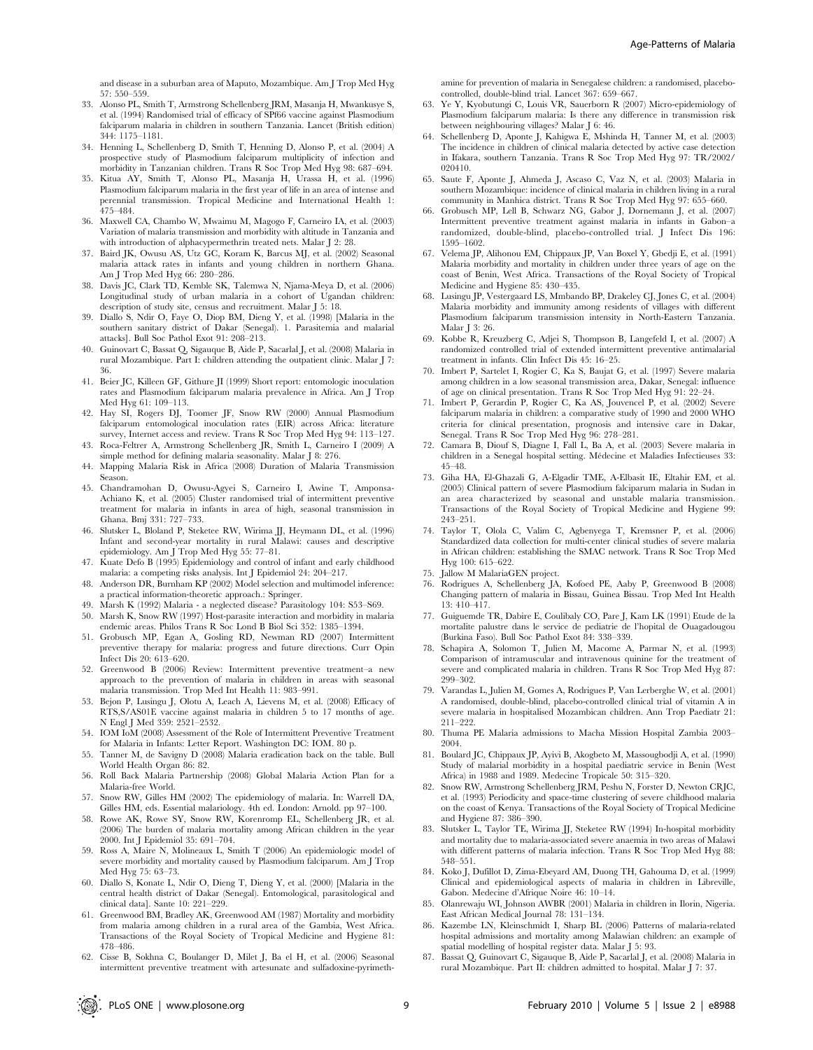and disease in a suburban area of Maputo, Mozambique. Am J Trop Med Hyg 57: 550–559.

33. Alonso PL, Smith T, Armstrong Schellenberg JRM, Masanja H, Mwankusye S, et al. (1994) Randomised trial of efficacy of SPf66 vaccine against Plasmodium falciparum malaria in children in southern Tanzania. Lancet (British edition) 344: 1175–1181.
34. Henning L, Schellenberg D, Smith T, Henning D, Alonso P, et al. (2004) A prospective study of Plasmodium falciparum multiplicity of infection and morbidity in Tanzanian children. Trans R Soc Trop Med Hyg 98: 687–694.
35. Kitua AY, Smith T, Alonso PL, Masanja H, Urassa H, et al. (1996) Plasmodium falciparum malaria in the first year of life in an area of intense and perennial transmission. Tropical Medicine and International Health 1: 475–484.
36. Maxwell CA, Chambo W, Mwaimu M, Magogo F, Carneiro IA, et al. (2003) Variation of malaria transmission and morbidity with altitude in Tanzania and with introduction of alphacypermethrin treated nets. Malar J 2: 28.
37. Baird JK, Owusu AS, Utz GC, Koram K, Barcus MJ, et al. (2002) Seasonal malaria attack rates in infants and young children in northern Ghana. Am J Trop Med Hyg 66: 280–286.
38. Davis JC, Clark TD, Kemble SK, Talemwa N, Njama-Meya D, et al. (2006) Longitudinal study of urban malaria in a cohort of Ugandan children: description of study site, census and recruitment. Malar J 5: 18.
39. Diallo S, Ndir O, Faye O, Diop BM, Dieng Y, et al. (1998) [Malaria in the southern sanitary district of Dakar (Senegal). 1. Parasitemia and malarial attacks]. Bull Soc Pathol Exot 91: 208–213.
40. Guinovart C, Bassat Q, Sigauque B, Aide P, Sacarlal J, et al. (2008) Malaria in rural Mozambique. Part I: children attending the outpatient clinic. Malar J 7: 36.
41. Beier JC, Killeen GF, Githure JI (1999) Short report: entomologic inoculation rates and Plasmodium falciparum malaria prevalence in Africa. Am J Trop Med Hyg 61: 109–113.
42. Hay SI, Rogers DJ, Toomer JF, Snow RW (2000) Annual Plasmodium falciparum entomological inoculation rates (EIR) across Africa: literature survey, Internet access and review. Trans R Soc Trop Med Hyg 94: 113–127.
43. Roca-Feltrer A, Armstrong Schellenberg JR, Smith L, Carneiro I (2009) A simple method for defining malaria seasonality. Malar J 8: 276.
44. Mapping Malaria Risk in Africa (2008) Duration of Malaria Transmission Season.
45. Chandramohan D, Owusu-Agyei S, Carneiro I, Awine T, Amponsa-Achiano K, et al. (2005) Cluster randomised trial of intermittent preventive treatment for malaria in infants in area of high, seasonal transmission in Ghana. Bmj 331: 727–733.
46. Slutsker L, Bloland P, Steketee RW, Wirima JJ, Heymann DL, et al. (1996) Infant and second-year mortality in rural Malawi: causes and descriptive epidemiology. Am J Trop Med Hyg 55: 77–81.
47. Kuate Defo B (1995) Epidemiology and control of infant and early childhood malaria: a competing risks analysis. Int J Epidemiol 24: 204–217.
48. Anderson DR, Burnham KP (2002) Model selection and multimodel inference: a practical information-theoretic approach.: Springer.
49. Marsh K (1992) Malaria - a neglected disease? Parasitology 104: S53–S69.
50. Marsh K, Snow RW (1997) Host-parasite interaction and morbidity in malaria endemic areas. Philos Trans R Soc Lond B Biol Sci 352: 1385–1394.
51. Grobusch MP, Egan A, Gosling RD, Newman RD (2007) Intermittent preventive therapy for malaria: progress and future directions. Curr Opin Infect Dis 20: 613–620.
52. Greenwood B (2006) Review: Intermittent preventive treatment–a new approach to the prevention of malaria in children in areas with seasonal malaria transmission. Trop Med Int Health 11: 983–991.
53. Bejon P, Lusingu J, Olotu A, Leach A, Lievens M, et al. (2008) Efficacy of RTS,S/AS01E vaccine against malaria in children 5 to 17 months of age. N Engl J Med 359: 2521–2532.
54. IOM IoM (2008) Assessment of the Role of Intermittent Preventive Treatment for Malaria in Infants: Letter Report. Washington DC: IOM. 80 p.
55. Tanner M, de Savigny D (2008) Malaria eradication back on the table. Bull World Health Organ 86: 82.
56. Roll Back Malaria Partnership (2008) Global Malaria Action Plan for a Malaria-free World.
57. Snow RW, Gilles HM (2002) The epidemiology of malaria. In: Warrell DA, Gilles HM, eds. Essential malariology. 4th ed. London: Arnold. pp 97–100.
58. Rowe AK, Rowe SY, Snow RW, Korenromp EL, Schellenberg JR, et al. (2006) The burden of malaria mortality among African children in the year 2000. Int J Epidemiol 35: 691–704.
59. Ross A, Maire N, Molineaux L, Smith T (2006) An epidemiologic model of severe morbidity and mortality caused by Plasmodium falciparum. Am J Trop Med Hyg 75: 63–73.
60. Diallo S, Konate L, Ndir O, Dieng T, Dieng Y, et al. (2000) [Malaria in the central health district of Dakar (Senegal). Entomological, parasitological and clinical data]. Sante 10: 221–229.
61. Greenwood BM, Bradley AK, Greenwood AM (1987) Mortality and morbidity from malaria among children in a rural area of the Gambia, West Africa. Transactions of the Royal Society of Tropical Medicine and Hygiene 81: 478–486.
62. Cisse B, Sokhna C, Boulanger D, Milet J, Ba el H, et al. (2006) Seasonal intermittent preventive treatment with artesunate and sulfadoxine-pyrimethamine for prevention of malaria in Senegalese children: a randomised, placebo-controlled, double-blind trial. Lancet 367: 659–667.
63. Ye Y, Kyobutungi C, Louis VR, Sauerborn R (2007) Micro-epidemiology of Plasmodium falciparum malaria: Is there any difference in transmission risk between neighbouring villages? Malar J 6: 46.
64. Schellenberg D, Aponte J, Kahigwa E, Mshinda H, Tanner M, et al. (2003) The incidence in children of clinical malaria detected by active case detection in Ifakara, southern Tanzania. Trans R Soc Trop Med Hyg 97: TR/2002/020410.
65. Saute F, Aponte J, Ahmeda J, Ascaso C, Vaz N, et al. (2003) Malaria in southern Mozambique: incidence of clinical malaria in children living in a rural community in Manhica district. Trans R Soc Trop Med Hyg 97: 655–660.
66. Grobusch MP, Lell B, Schwarz NG, Gabor J, Dornemann J, et al. (2007) Intermittent preventive treatment against malaria in infants in Gabon–a randomized, double-blind, placebo-controlled trial. J Infect Dis 196: 1595–1602.
67. Velema JP, Alihonou EM, Chippaux JP, Van Boxel Y, Gbedji E, et al. (1991) Malaria morbidity and mortality in children under three years of age on the coast of Benin, West Africa. Transactions of the Royal Society of Tropical Medicine and Hygiene 85: 430–435.
68. Lusingu JP, Vestergaard LS, Mmbando BP, Drakeley CJ, Jones C, et al. (2004) Malaria morbidity and immunity among residents of villages with different Plasmodium falciparum transmission intensity in North-Eastern Tanzania. Malar J 3: 26.
69. Kobbe R, Kreuzberg C, Adjei S, Thompson B, Langefeld I, et al. (2007) A randomized controlled trial of extended intermittent preventive antimalarial treatment in infants. Clin Infect Dis 45: 16–25.
70. Imbert P, Sartelet I, Rogier C, Ka S, Baujat G, et al. (1997) Severe malaria among children in a low seasonal transmission area, Dakar, Senegal: influence of age on clinical presentation. Trans R Soc Trop Med Hyg 91: 22–24.
71. Imbert P, Gerardin P, Rogier C, Ka AS, Jouvencel P, et al. (2002) Severe falciparum malaria in children: a comparative study of 1990 and 2000 WHO criteria for clinical presentation, prognosis and intensive care in Dakar, Senegal. Trans R Soc Trop Med Hyg 96: 278–281.
72. Camara B, Diouf S, Diagne I, Fall L, Ba A, et al. (2003) Severe malaria in children in a Senegal hospital setting. Médecine et Maladies Infectieuses 33: 45–48.
73. Giha HA, El-Ghazali G, A-Elgadir TME, A-Elbasit IE, Eltahir EM, et al. (2005) Clinical pattern of severe Plasmodium falciparum malaria in Sudan in an area characterized by seasonal and unstable malaria transmission. Transactions of the Royal Society of Tropical Medicine and Hygiene 99: 243–251.
74. Taylor T, Olola C, Valim C, Agbenyega T, Kremsner P, et al. (2006) Standardized data collection for multi-center clinical studies of severe malaria in African children: establishing the SMAC network. Trans R Soc Trop Med Hyg 100: 615–622.
75. Jallow M MalariaGEN project.
76. Rodrigues A, Schellenberg JA, Kofoed PE, Aaby P, Greenwood B (2008) Changing pattern of malaria in Bissau, Guinea Bissau. Trop Med Int Health 13: 410–417.
77. Guiguemde TR, Dabire E, Coulibaly CO, Pare J, Kam LK (1991) Etude de la mortalite palustre dans le service de pediatrie de l'hopital de Ouagadougou (Burkina Faso). Bull Soc Pathol Exot 84: 338–339.
78. Schapira A, Solomon T, Julien M, Macome A, Parmar N, et al. (1993) Comparison of intramuscular and intravenous quinine for the treatment of severe and complicated malaria in children. Trans R Soc Trop Med Hyg 87: 299–302.
79. Varandas L, Julien M, Gomes A, Rodrigues P, Van Lerberghe W, et al. (2001) A randomised, double-blind, placebo-controlled clinical trial of vitamin A in severe malaria in hospitalised Mozambican children. Ann Trop Paediatr 21: 211–222.
80. Thuma PE Malaria admissions to Macha Mission Hospital Zambia 2003–2004.
81. Boulard JC, Chippaux JP, Ayivi B, Akogbeto M, Massougbodji A, et al. (1990) Study of malarial morbidity in a hospital paediatric service in Benin (West Africa) in 1988 and 1989. Medecine Tropicale 50: 315–320.
82. Snow RW, Armstrong Schellenberg JRM, Peshu N, Forster D, Newton CRJC, et al. (1993) Periodicity and space-time clustering of severe childhood malaria on the coast of Kenya. Transactions of the Royal Society of Tropical Medicine and Hygiene 87: 386–390.
83. Slutsker L, Taylor TE, Wirima JJ, Steketee RW (1994) In-hospital morbidity and mortality due to malaria-associated severe anaemia in two areas of Malawi with different patterns of malaria infection. Trans R Soc Trop Med Hyg 88: 548–551.
84. Koko J, Dufillot D, Zima-Ebeyard AM, Duong TH, Gahouma D, et al. (1999) Clinical and epidemiological aspects of malaria in children in Libreville, Gabon. Medecine d'Afrique Noire 46: 10–14.
85. Olanrewaju WI, Johnson AWBR (2001) Malaria in children in Ilorin, Nigeria. East African Medical Journal 78: 131–134.
86. Kazembe LN, Kleinschmidt I, Sharp BL (2006) Patterns of malaria-related hospital admissions and mortality among Malawian children: an example of spatial modelling of hospital register data. Malar J 5: 93.
87. Bassat Q, Guinovart C, Sigauque B, Aide P, Sacarlal J, et al. (2008) Malaria in rural Mozambique. Part II: children admitted to hospital. Malar J 7: 37.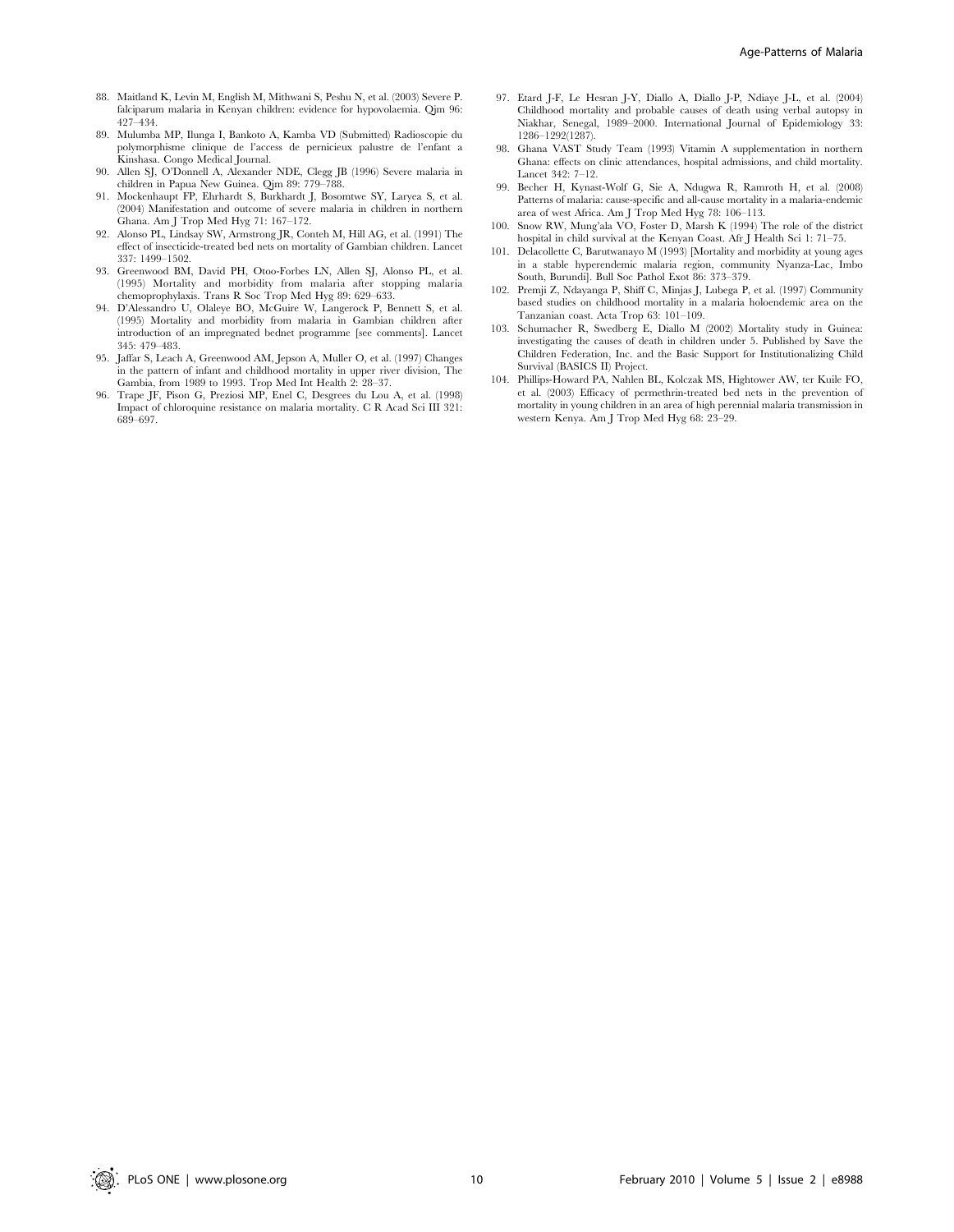88. Maitland K, Levin M, English M, Mithwani S, Peshu N, et al. (2003) Severe P. falciparum malaria in Kenyan children: evidence for hypovolaemia. Qjm 96: 427–434.
89. Mulumba MP, Ilunga I, Bankoto A, Kamba VD (Submitted) Radioscopie du polymorphisme clinique de l'access de pernicieux palustre de l'enfant a Kinshasa. Congo Medical Journal.
90. Allen SJ, O'Donnell A, Alexander NDE, Clegg JB (1996) Severe malaria in children in Papua New Guinea. Qjm 89: 779–788.
91. Mockenhaupt FP, Ehrhardt S, Burkhardt J, Bosomtwe SY, Laryea S, et al. (2004) Manifestation and outcome of severe malaria in children in northern Ghana. Am J Trop Med Hyg 71: 167–172.
92. Alonso PL, Lindsay SW, Armstrong JR, Conteh M, Hill AG, et al. (1991) The effect of insecticide-treated bed nets on mortality of Gambian children. Lancet 337: 1499–1502.
93. Greenwood BM, David PH, Otoo-Forbes LN, Allen SJ, Alonso PL, et al. (1995) Mortality and morbidity from malaria after stopping malaria chemoprophylaxis. Trans R Soc Trop Med Hyg 89: 629–633.
94. D'Alessandro U, Olaleye BO, McGuire W, Langerock P, Bennett S, et al. (1995) Mortality and morbidity from malaria in Gambian children after introduction of an impregnated bednet programme [see comments]. Lancet 345: 479–483.
95. Jaffar S, Leach A, Greenwood AM, Jepson A, Muller O, et al. (1997) Changes in the pattern of infant and childhood mortality in upper river division, The Gambia, from 1989 to 1993. Trop Med Int Health 2: 28–37.
96. Trape JF, Pison G, Preziosi MP, Enel C, Desgrees du Lou A, et al. (1998) Impact of chloroquine resistance on malaria mortality. C R Acad Sci III 321: 689–697.
97. Etard J-F, Le Hesran J-Y, Diallo A, Diallo J-P, Ndiaye J-L, et al. (2004) Childhood mortality and probable causes of death using verbal autopsy in Niakhar, Senegal, 1989–2000. International Journal of Epidemiology 33: 1286–1292(1287).
98. Ghana VAST Study Team (1993) Vitamin A supplementation in northern Ghana: effects on clinic attendances, hospital admissions, and child mortality. Lancet 342: 7–12.
99. Becher H, Kynast-Wolf G, Sie A, Ndugwa R, Ramroth H, et al. (2008) Patterns of malaria: cause-specific and all-cause mortality in a malaria-endemic area of west Africa. Am J Trop Med Hyg 78: 106–113.
100. Snow RW, Mung'ala VO, Foster D, Marsh K (1994) The role of the district hospital in child survival at the Kenyan Coast. Afr J Health Sci 1: 71–75.
101. Delacollette C, Barutwanayo M (1993) [Mortality and morbidity at young ages in a stable hyperendemic malaria region, community Nyanza-Lac, Imbo South, Burundi]. Bull Soc Pathol Exot 86: 373–379.
102. Premji Z, Ndayanga P, Shiff C, Minjas J, Lubega P, et al. (1997) Community based studies on childhood mortality in a malaria holoendemic area on the Tanzanian coast. Acta Trop 63: 101–109.
103. Schumacher R, Swedberg E, Diallo M (2002) Mortality study in Guinea: investigating the causes of death in children under 5. Published by Save the Children Federation, Inc. and the Basic Support for Institutionalizing Child Survival (BASICS II) Project.
104. Phillips-Howard PA, Nahlen BL, Kolczak MS, Hightower AW, ter Kuile FO, et al. (2003) Efficacy of permethrin-treated bed nets in the prevention of mortality in young children in an area of high perennial malaria transmission in western Kenya. Am J Trop Med Hyg 68: 23–29.